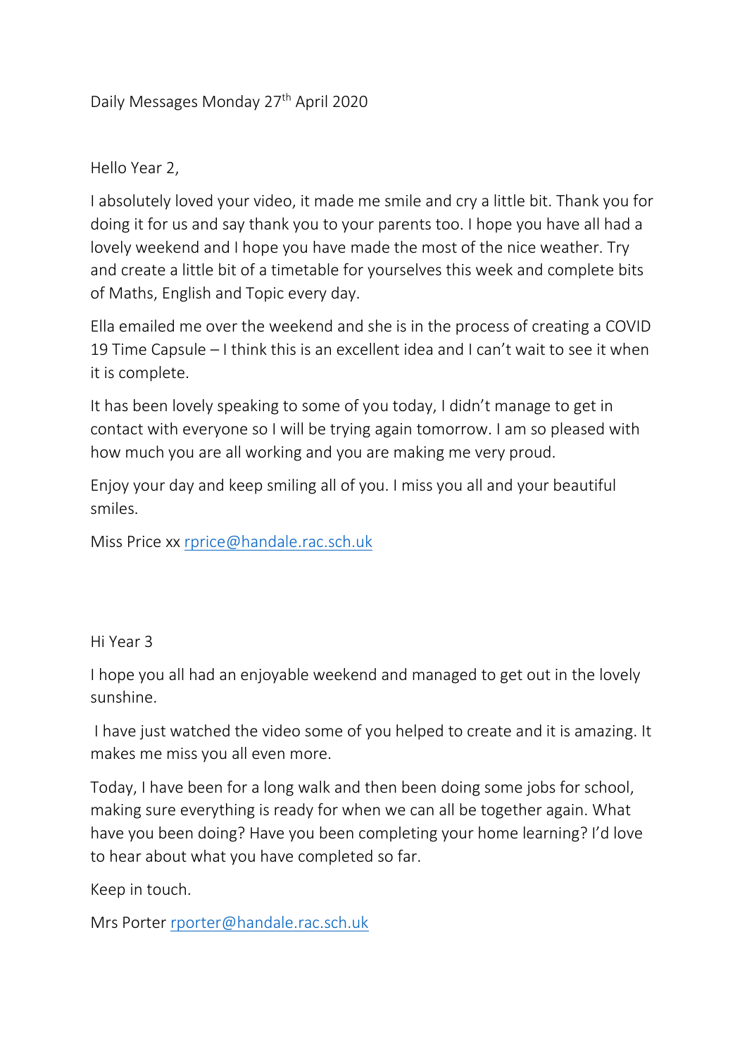Daily Messages Monday 27th April 2020

Hello Year 2,

I absolutely loved your video, it made me smile and cry a little bit. Thank you for doing it for us and say thank you to your parents too. I hope you have all had a lovely weekend and I hope you have made the most of the nice weather. Try and create a little bit of a timetable for yourselves this week and complete bits of Maths, English and Topic every day.

Ella emailed me over the weekend and she is in the process of creating a COVID 19 Time Capsule – I think this is an excellent idea and I can't wait to see it when it is complete.

It has been lovely speaking to some of you today, I didn't manage to get in contact with everyone so I will be trying again tomorrow. I am so pleased with how much you are all working and you are making me very proud.

Enjoy your day and keep smiling all of you. I miss you all and your beautiful smiles.

Miss Price xx rprice@handale.rac.sch.uk

Hi Year 3

I hope you all had an enjoyable weekend and managed to get out in the lovely sunshine.

I have just watched the video some of you helped to create and it is amazing. It makes me miss you all even more.

Today, I have been for a long walk and then been doing some jobs for school, making sure everything is ready for when we can all be together again. What have you been doing? Have you been completing your home learning? I'd love to hear about what you have completed so far.

Keep in touch.

Mrs Porter rporter@handale.rac.sch.uk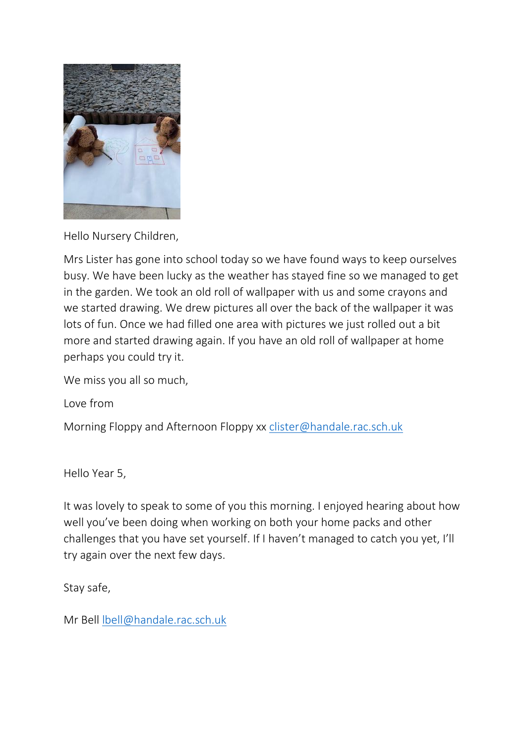Hello Nursery Children,

Mrs Lister has gone into school today so we have found ways to keep ourselves busy. We have been lucky as the weather has stayed fine so we managed to get in the garden. We took an old roll of wallpaper with us and some crayons and we started drawing. We drew pictures all over the back of the wallpaper it was lots of fun. Once we had filled one area with pictures we just rolled out a bit more and started drawing again. If you have an old roll of wallpaper at home perhaps you could try it.

We miss you all so much,

Love from

Morning Floppy and Afternoon Floppy xx clister@handale.rac.sch.uk

Hello Year 5,

It was lovely to speak to some of you this morning. I enjoyed hearing about how well you've been doing when working on both your home packs and other challenges that you have set yourself. If I haven't managed to catch you yet, I'll try again over the next few days.

Stay safe,

Mr Bell lbell@handale.rac.sch.uk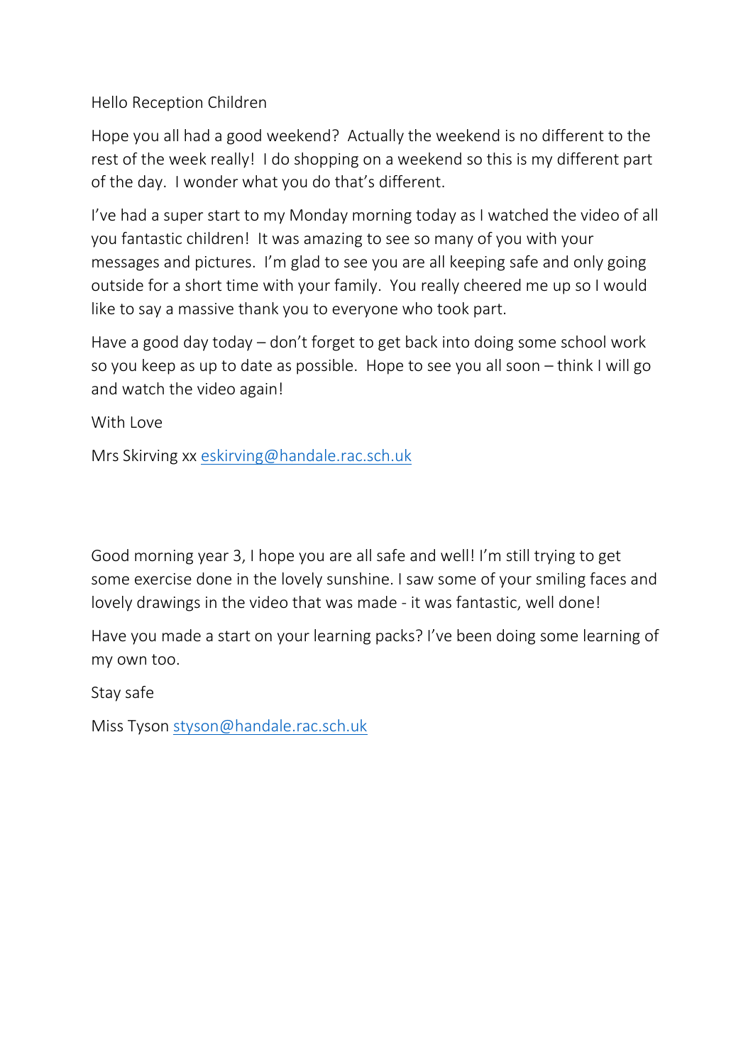Hello Reception Children

Hope you all had a good weekend? Actually the weekend is no different to the rest of the week really! I do shopping on a weekend so this is my different part of the day. I wonder what you do that's different.

I've had a super start to my Monday morning today as I watched the video of all you fantastic children! It was amazing to see so many of you with your messages and pictures. I'm glad to see you are all keeping safe and only going outside for a short time with your family. You really cheered me up so I would like to say a massive thank you to everyone who took part.

Have a good day today – don't forget to get back into doing some school work so you keep as up to date as possible. Hope to see you all soon – think I will go and watch the video again!

With Love

Mrs Skirving xx eskirving@handale.rac.sch.uk

Good morning year 3, I hope you are all safe and well! I'm still trying to get some exercise done in the lovely sunshine. I saw some of your smiling faces and lovely drawings in the video that was made - it was fantastic, well done!

Have you made a start on your learning packs? I've been doing some learning of my own too.

Stay safe

Miss Tyson styson@handale.rac.sch.uk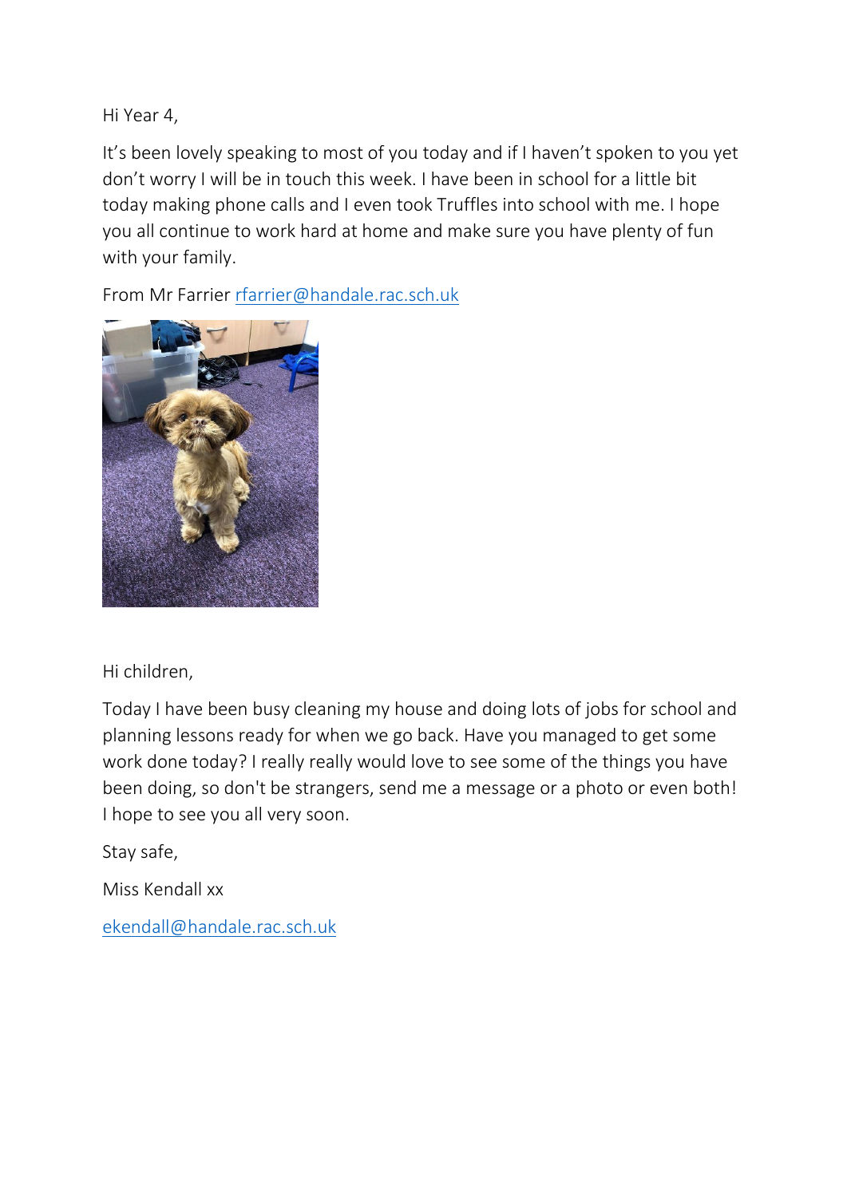Hi Year 4,

It's been lovely speaking to most of you today and if I haven't spoken to you yet don't worry I will be in touch this week. I have been in school for a little bit today making phone calls and I even took Truffles into school with me. I hope you all continue to work hard at home and make sure you have plenty of fun with your family.

From Mr Farrier rfarrier@handale.rac.sch.uk

Hi children,

Today I have been busy cleaning my house and doing lots of jobs for school and planning lessons ready for when we go back. Have you managed to get some work done today? I really really would love to see some of the things you have been doing, so don't be strangers, send me a message or a photo or even both! I hope to see you all very soon.

Stay safe,

Miss Kendall xx

ekendall@handale.rac.sch.uk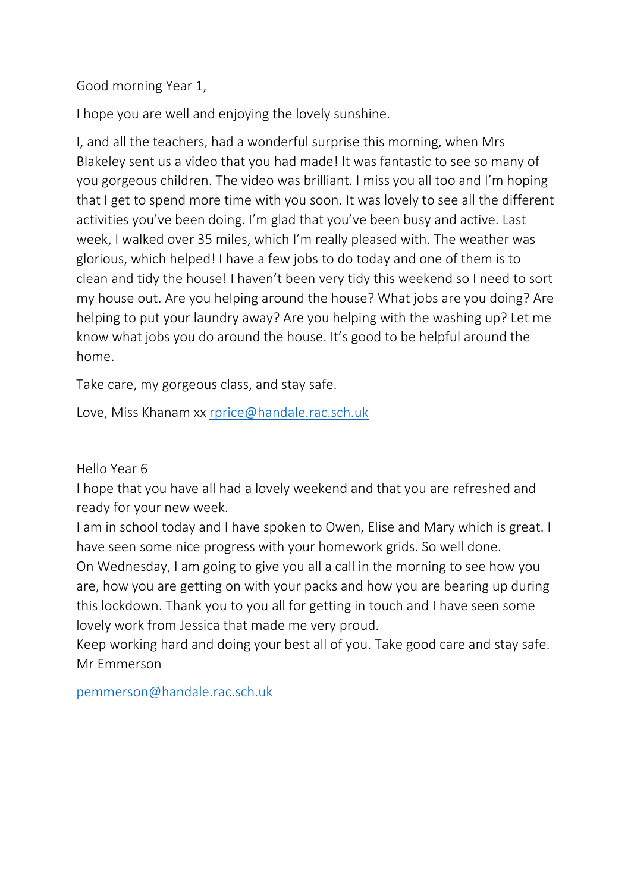Good morning Year 1,

I hope you are well and enjoying the lovely sunshine.

I, and all the teachers, had a wonderful surprise this morning, when Mrs Blakeley sent us a video that you had made! It was fantastic to see so many of you gorgeous children. The video was brilliant. I miss you all too and I'm hoping that I get to spend more time with you soon. It was lovely to see all the different activities you've been doing. I'm glad that you've been busy and active. Last week, I walked over 35 miles, which I'm really pleased with. The weather was glorious, which helped! I have a few jobs to do today and one of them is to clean and tidy the house! I haven't been very tidy this weekend so I need to sort my house out. Are you helping around the house? What jobs are you doing? Are helping to put your laundry away? Are you helping with the washing up? Let me know what jobs you do around the house. It's good to be helpful around the home.

Take care, my gorgeous class, and stay safe.

Love, Miss Khanam xx rprice@handale.rac.sch.uk

Hello Year 6

I hope that you have all had a lovely weekend and that you are refreshed and ready for your new week.

I am in school today and I have spoken to Owen, Elise and Mary which is great. I have seen some nice progress with your homework grids. So well done.

On Wednesday, I am going to give you all a call in the morning to see how you are, how you are getting on with your packs and how you are bearing up during this lockdown. Thank you to you all for getting in touch and I have seen some lovely work from Jessica that made me very proud.

Keep working hard and doing your best all of you. Take good care and stay safe.

Mr Emmerson

pemmerson@handale.rac.sch.uk